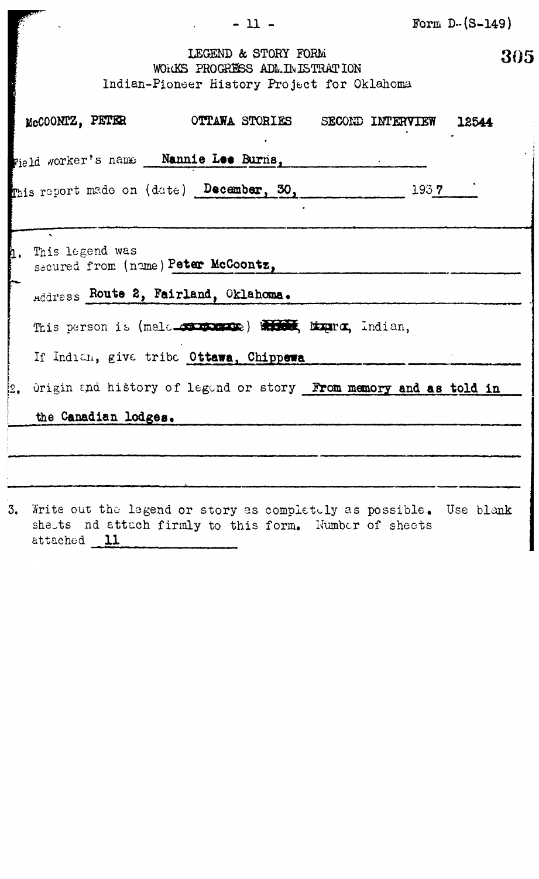Form D-(S-149)

LEGEND & STORY FORM
WORKS PROGRESS ADMINISTRATION
Indian-Pioneer History Project for Oklahoma

McCOONTZ, PETER    OTTAWA STORIES    SECOND INTERVIEW    12544

Field worker's name Nannie Lee Burns,

This report made on (date) December, 30, 1937

1. This legend was secured from (name) Peter McCoontz,

   Address Route 2, Fairland, Oklahoma.

   This person is (male ~~female~~) ~~White~~, ~~Negro~~, Indian,

   If Indian, give tribe Ottawa, Chippewa

2. Origin and history of legend or story From memory and as told in the Canadian lodges.

3. Write out the legend or story as completely as possible. Use blank sheets and attach firmly to this form. Number of sheets attached 11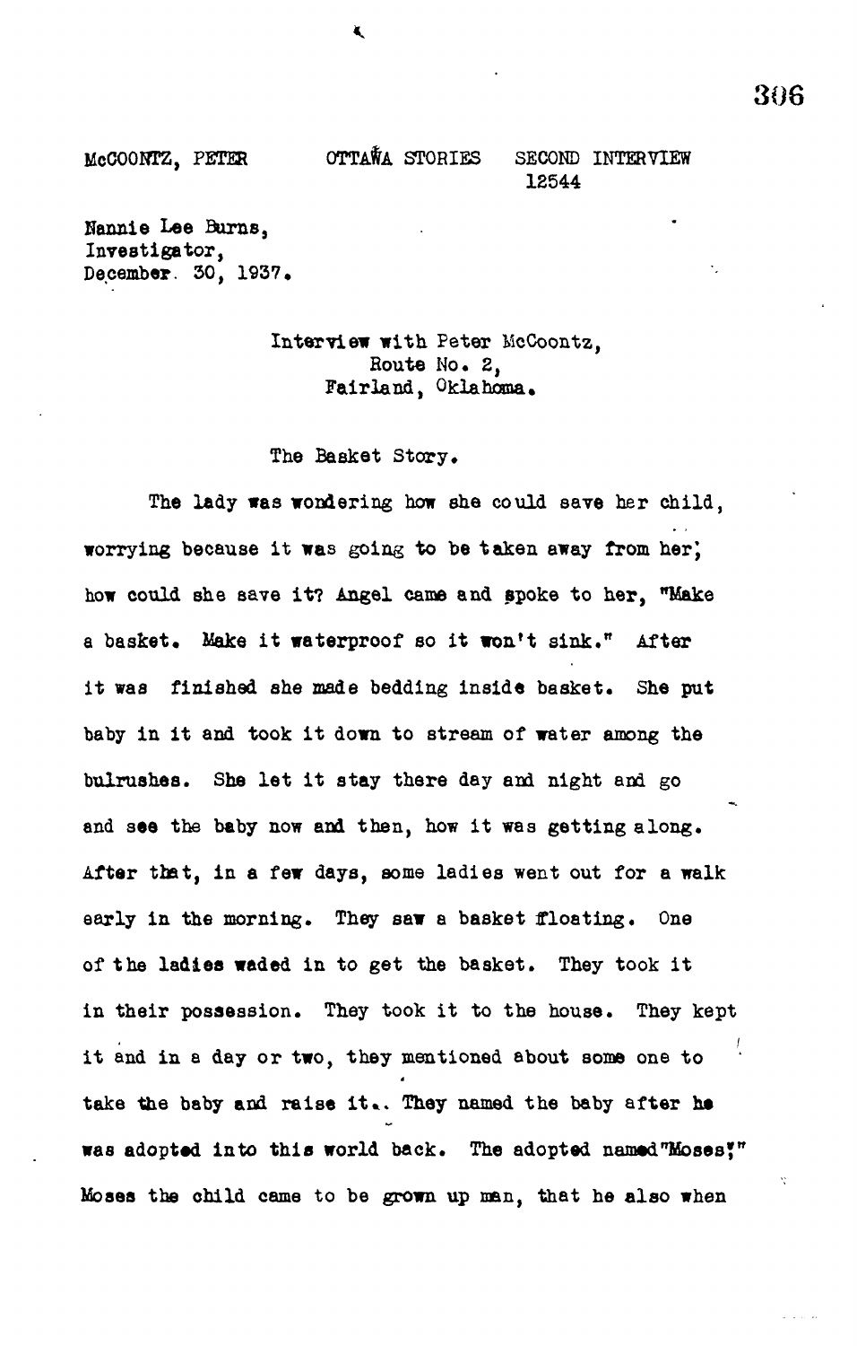McCOONTZ, PETER OTTAWA STORIES SECOND INTERVIEW 12544

Nannie Lee Burns,
Investigator,
December. 30, 1937.

Interview with Peter McCoontz,
Route No. 2,
Fairland, Oklahoma.

The Basket Story.

The lady was wondering how she could save her child, worrying because it was going to be taken away from her; how could she save it? Angel came and spoke to her, "Make a basket. Make it waterproof so it won't sink." After it was finished she made bedding inside basket. She put baby in it and took it down to stream of water among the bulrushes. She let it stay there day and night and go and see the baby now and then, how it was getting along. After that, in a few days, some ladies went out for a walk early in the morning. They saw a basket floating. One of the ladies waded in to get the basket. They took it in their possession. They took it to the house. They kept it and in a day or two, they mentioned about some one to take the baby and raise it.. They named the baby after he was adopted into this world back. The adopted named "Moses;" Moses the child came to be grown up man, that he also when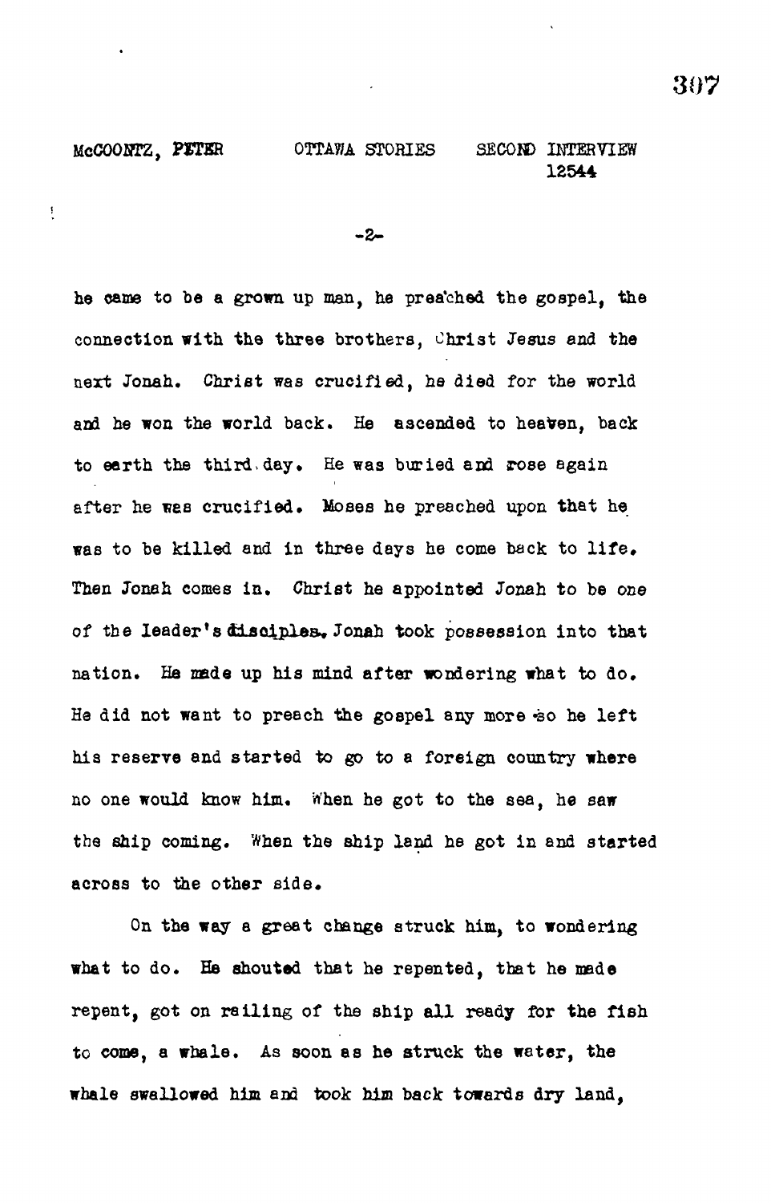he came to be a grown up man, he preached the gospel, the connection with the three brothers, Christ Jesus and the next Jonah. Christ was crucified, he died for the world and he won the world back. He ascended to heaven, back to earth the third day. He was buried and rose again after he was crucified. Moses he preached upon that he was to be killed and in three days he come back to life. Then Jonah comes in. Christ he appointed Jonah to be one of the leader's disciples. Jonah took possession into that nation. He made up his mind after wondering what to do. He did not want to preach the gospel any more so he left his reserve and started to go to a foreign country where no one would know him. When he got to the sea, he saw the ship coming. When the ship land he got in and started across to the other side.

On the way a great change struck him, to wondering what to do. He shouted that he repented, that he made repent, got on railing of the ship all ready for the fish to come, a whale. As soon as he struck the water, the whale swallowed him and took him back towards dry land,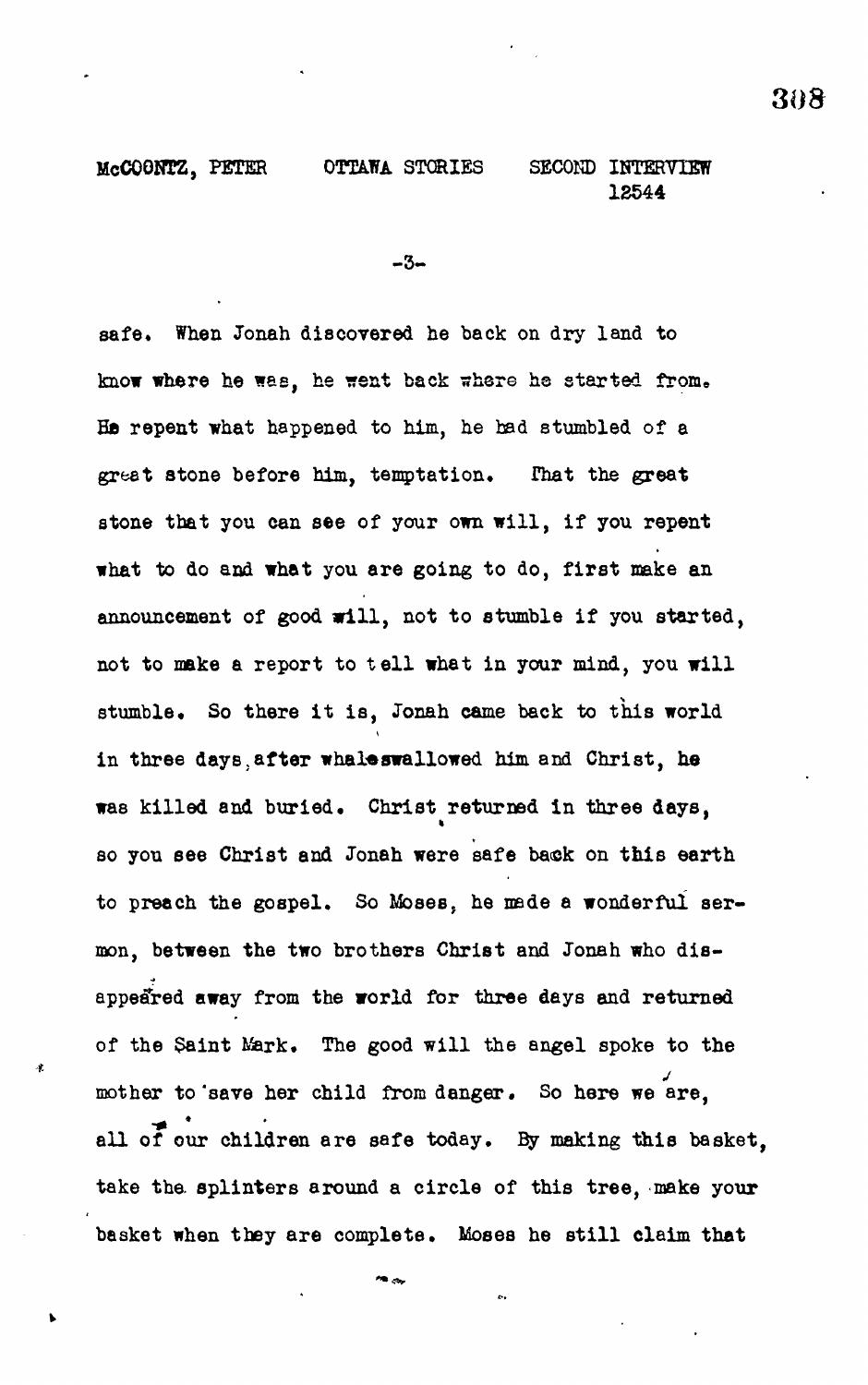safe. When Jonah discovered he back on dry land to know where he was, he went back where he started from. He repent what happened to him, he had stumbled of a great stone before him, temptation. That the great stone that you can see of your own will, if you repent what to do and what you are going to do, first make an announcement of good will, not to stumble if you started, not to make a report to tell what in your mind, you will stumble. So there it is, Jonah came back to this world in three days after whale swallowed him and Christ, he was killed and buried. Christ returned in three days, so you see Christ and Jonah were safe back on this earth to preach the gospel. So Moses, he made a wonderful sermon, between the two brothers Christ and Jonah who disappeared away from the world for three days and returned of the Saint Mark. The good will the angel spoke to the mother to save her child from danger. So here we are, all of our children are safe today. By making this basket, take the splinters around a circle of this tree, make your basket when they are complete. Moses he still claim that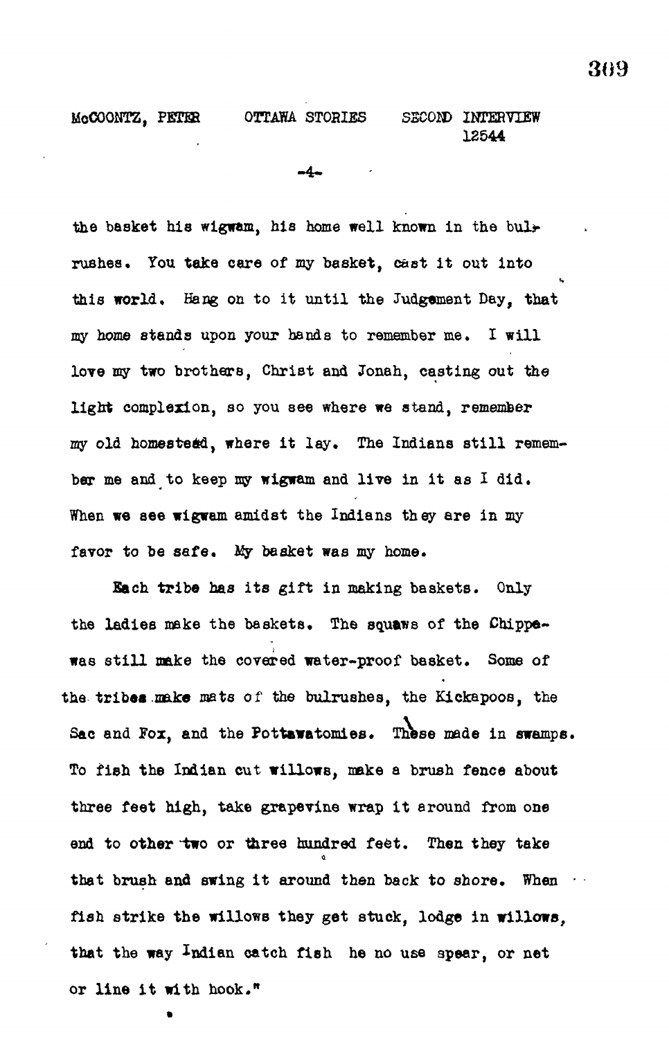the basket his wigwam, his home well known in the bulrushes. You take care of my basket, cast it out into this world. Hang on to it until the Judgement Day, that my home stands upon your hands to remember me. I will love my two brothers, Christ and Jonah, casting out the light complexion, so you see where we stand, remember my old homestead, where it lay. The Indians still remember me and to keep my wigwam and live in it as I did. When we see wigwam amidst the Indians they are in my favor to be safe. My basket was my home.

Each tribe has its gift in making baskets. Only the ladies make the baskets. The squaws of the Chippewas still make the covered water-proof basket. Some of the tribes make mats of the bulrushes, the Kickapoos, the Sac and Fox, and the Pottawatomies. These made in swamps. To fish the Indian cut willows, make a brush fence about three feet high, take grapevine wrap it around from one end to other two or three hundred feet. Then they take that brush and swing it around then back to shore. When fish strike the willows they get stuck, lodge in willows, that the way Indian catch fish he no use spear, or net or line it with hook."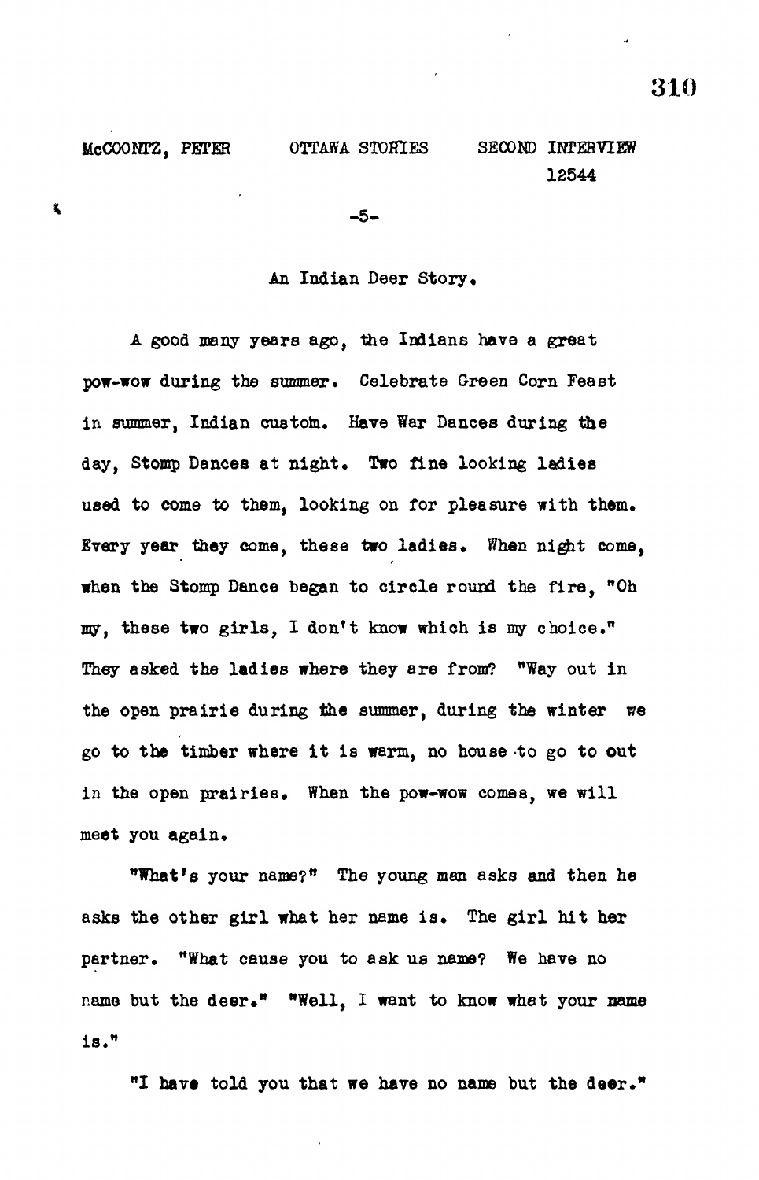## An Indian Deer Story.

A good many years ago, the Indians have a great pow-wow during the summer. Celebrate Green Corn Feast in summer, Indian custom. Have War Dances during the day, Stomp Dances at night. Two fine looking ladies used to come to them, looking on for pleasure with them. Every year they come, these two ladies. When night come, when the Stomp Dance began to circle round the fire, "Oh my, these two girls, I don't know which is my choice." They asked the ladies where they are from? "Way out in the open prairie during the summer, during the winter we go to the timber where it is warm, no house to go to out in the open prairies. When the pow-wow comes, we will meet you again.

"What's your name?" The young man asks and then he asks the other girl what her name is. The girl hit her partner. "What cause you to ask us name? We have no name but the deer." "Well, I want to know what your name is."

"I have told you that we have no name but the deer."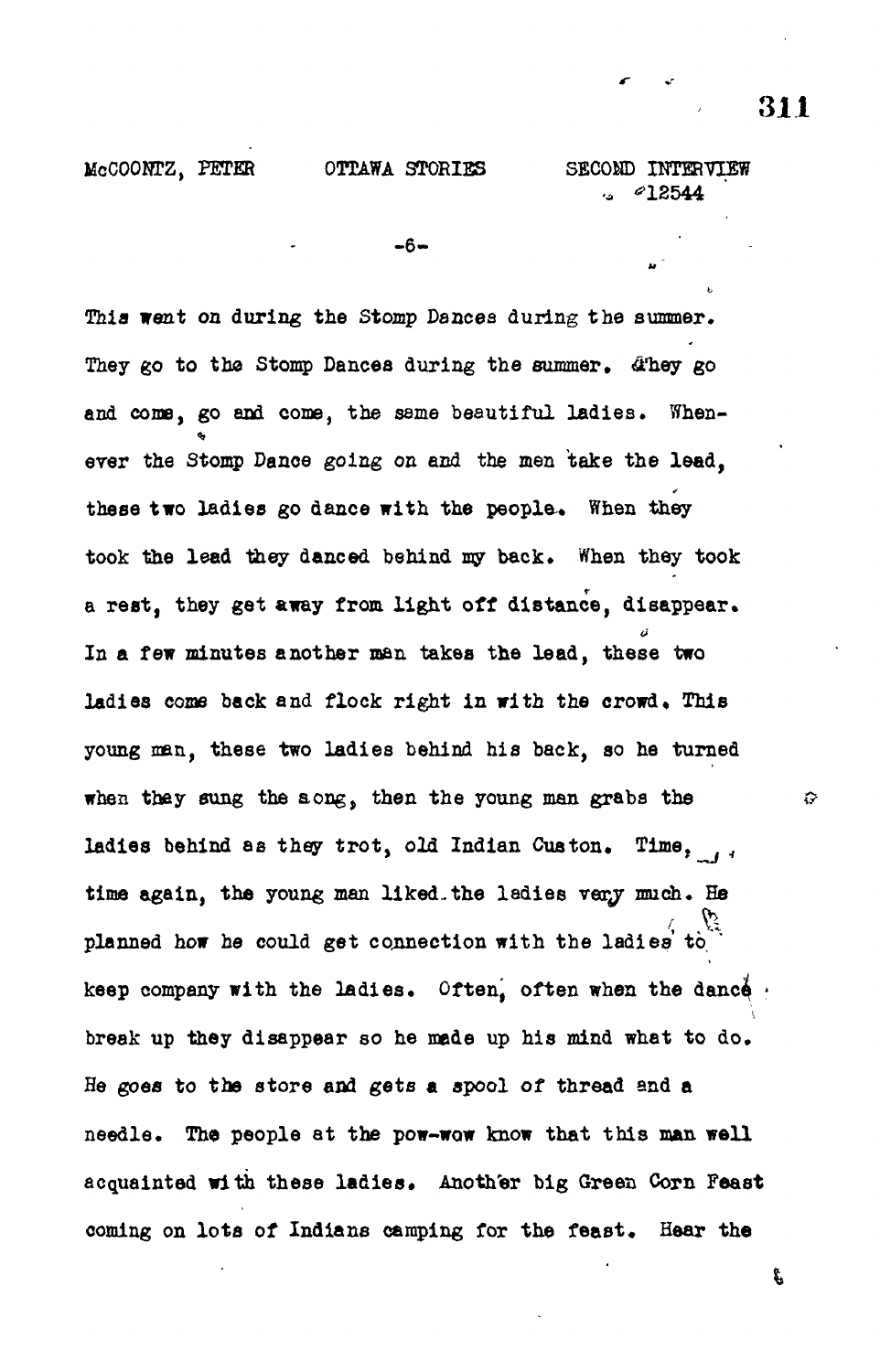This went on during the Stomp Dances during the summer. They go to the Stomp Dances during the summer. They go and come, go and come, the same beautiful ladies. Whenever the Stomp Dance going on and the men take the lead, these two ladies go dance with the people. When they took the lead they danced behind my back. When they took a rest, they get away from light off distance, disappear. In a few minutes another man takes the lead, these two ladies come back and flock right in with the crowd. This young man, these two ladies behind his back, so he turned when they sung the song, then the young man grabs the ladies behind as they trot, old Indian Custon. Time, time again, the young man liked the ladies very much. He planned how he could get connection with the ladies to keep company with the ladies. Often, often when the dance break up they disappear so he made up his mind what to do. He goes to the store and gets a spool of thread and a needle. The people at the pow-wow know that this man well acquainted with these ladies. Another big Green Corn Feast coming on lots of Indians camping for the feast. Hear the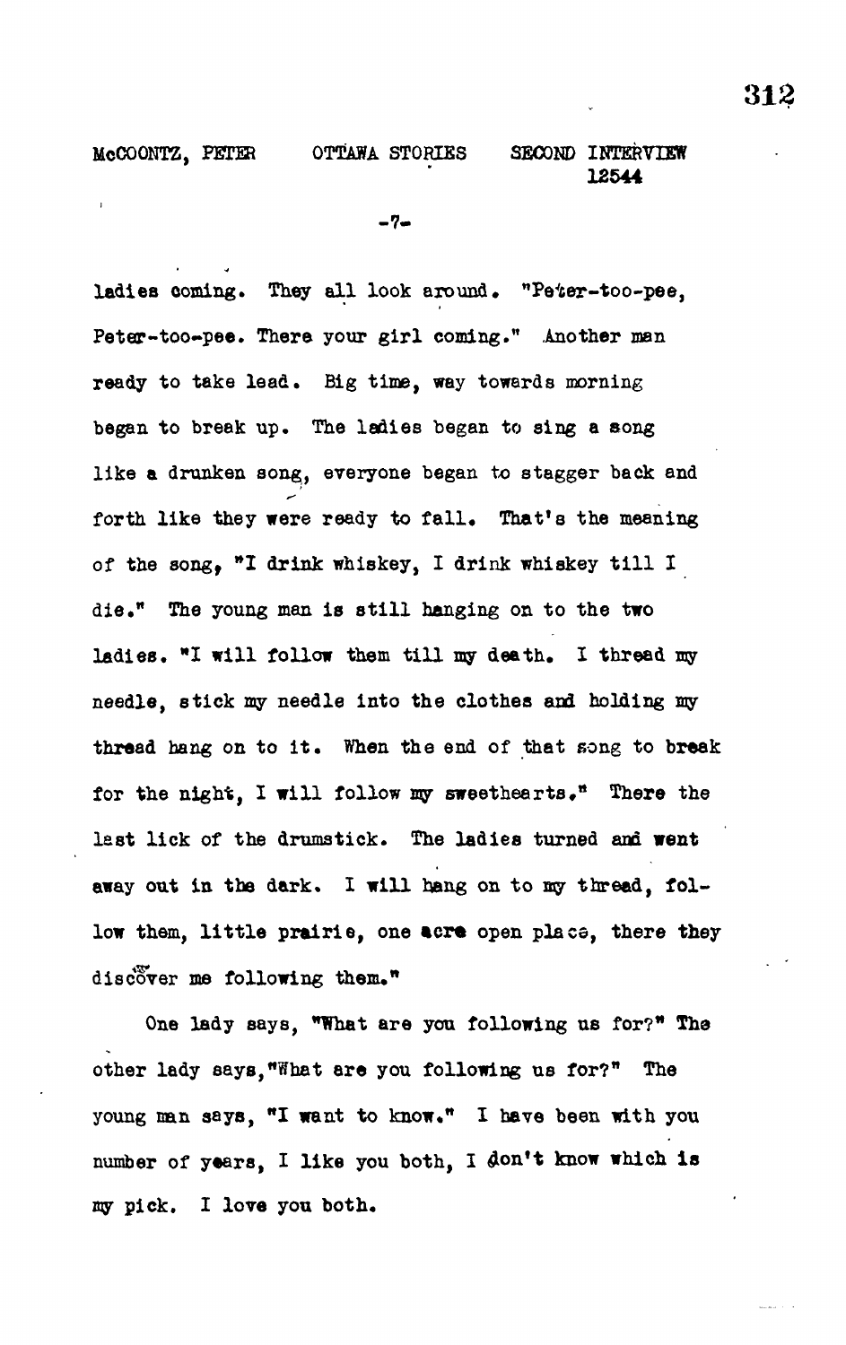ladies coming. They all look around. "Peter-too-pee, Peter-too-pee. There your girl coming." Another man ready to take lead. Big time, way towards morning began to break up. The ladies began to sing a song like a drunken song, everyone began to stagger back and forth like they were ready to fall. That's the meaning of the song, "I drink whiskey, I drink whiskey till I die." The young man is still hanging on to the two ladies. "I will follow them till my death. I thread my needle, stick my needle into the clothes and holding my thread hang on to it. When the end of that song to break for the night, I will follow my sweethearts." There the last lick of the drumstick. The ladies turned and went away out in the dark. I will hang on to my thread, follow them, little prairie, one acre open place, there they discover me following them."

One lady says, "What are you following us for?" The other lady says, "What are you following us for?" The young man says, "I want to know." I have been with you number of years, I like you both, I don't know which is my pick. I love you both.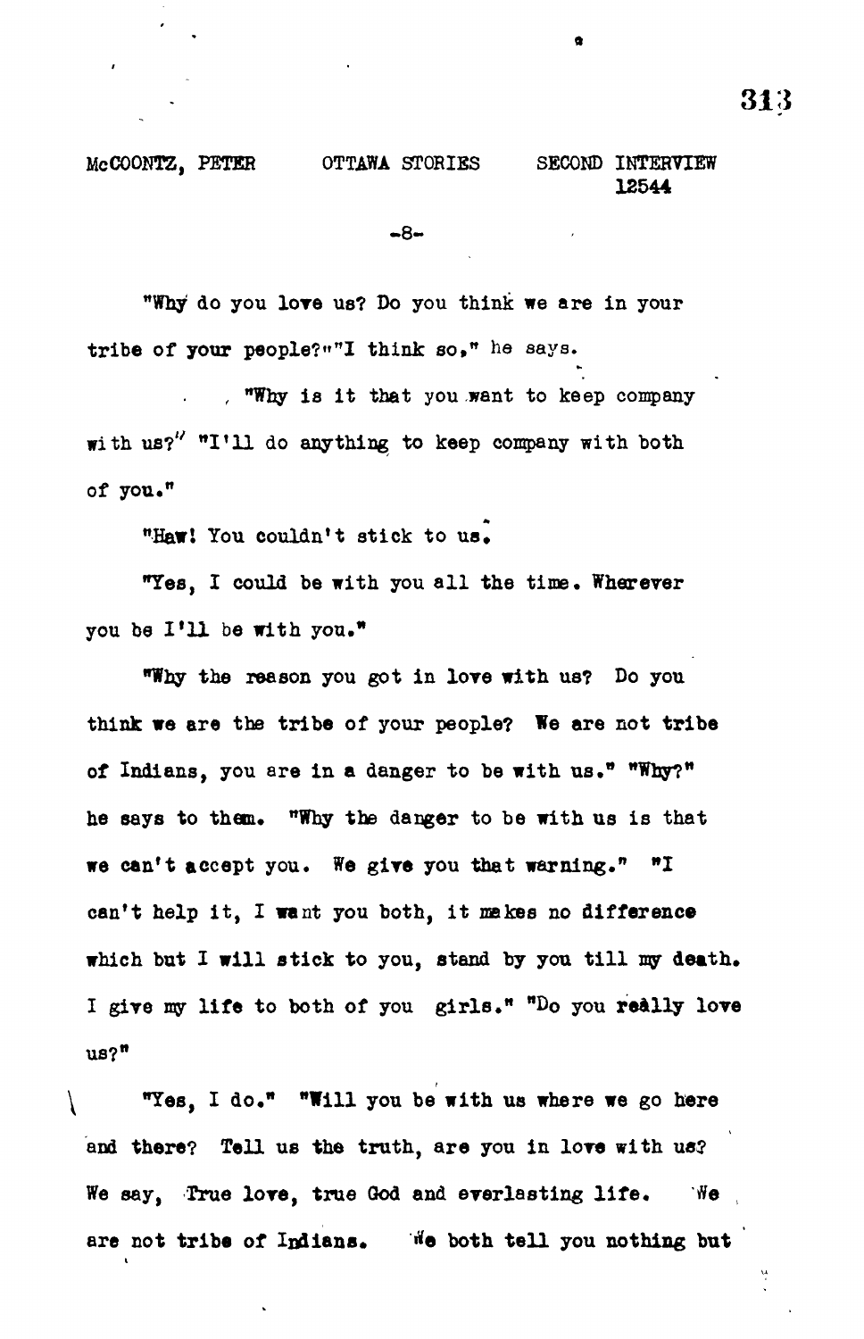"Why do you love us? Do you think we are in your tribe of your people?" "I think so," he says.

"Why is it that you want to keep company with us?" "I'll do anything to keep company with both of you."

"Haw! You couldn't stick to us.

"Yes, I could be with you all the time. Wherever you be I'll be with you."

"Why the reason you got in love with us? Do you think we are the tribe of your people? We are not tribe of Indians, you are in a danger to be with us." "Why?" he says to them. "Why the danger to be with us is that we can't accept you. We give you that warning." "I can't help it, I want you both, it makes no difference which but I will stick to you, stand by you till my death. I give my life to both of you girls." "Do you really love us?"

"Yes, I do." "Will you be with us where we go here and there? Tell us the truth, are you in love with us? We say, True love, true God and everlasting life. We are not tribe of Indians. We both tell you nothing but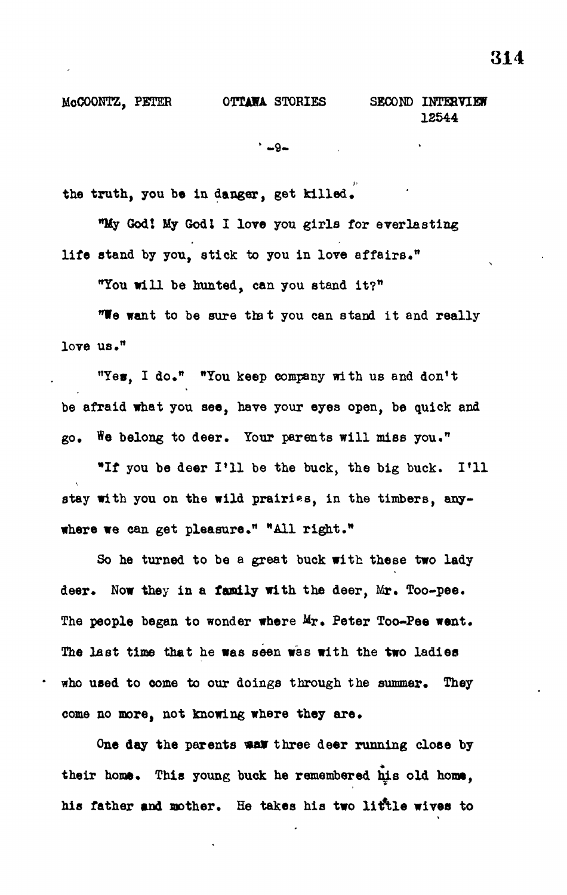the truth, you be in danger, get killed.

"My God! My God! I love you girls for everlasting life stand by you, stick to you in love affairs."

"You will be hunted, can you stand it?"

"We want to be sure that you can stand it and really love us."

"Yes, I do." "You keep company with us and don't be afraid what you see, have your eyes open, be quick and go. We belong to deer. Your parents will miss you."

"If you be deer I'll be the buck, the big buck. I'll stay with you on the wild prairies, in the timbers, anywhere we can get pleasure." "All right."

So he turned to be a great buck with these two lady deer. Now they in a family with the deer, Mr. Too-pee. The people began to wonder where Mr. Peter Too-Pee went. The last time that he was seen was with the two ladies who used to come to our doings through the summer. They come no more, not knowing where they are.

One day the parents saw three deer running close by their home. This young buck he remembered his old home, his father and mother. He takes his two little wives to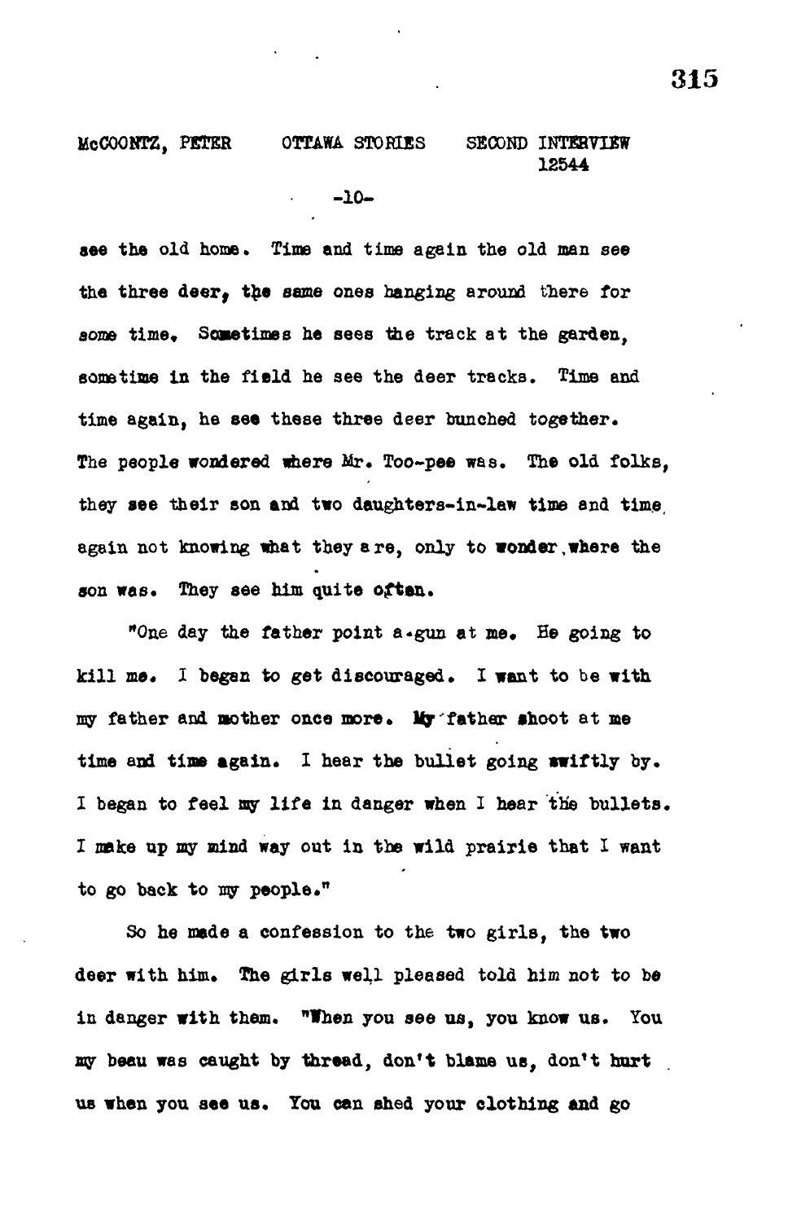see the old home. Time and time again the old man see the three deer, the same ones hanging around there for some time. Sometimes he sees the track at the garden, sometime in the field he see the deer tracks. Time and time again, he see these three deer bunched together. The people wondered where Mr. Too-pee was. The old folks, they see their son and two daughters-in-law time and time again not knowing what they are, only to wonder where the son was. They see him quite often.

"One day the father point a gun at me. He going to kill me. I began to get discouraged. I want to be with my father and mother once more. My father shoot at me time and time again. I hear the bullet going swiftly by. I began to feel my life in danger when I hear the bullets. I make up my mind way out in the wild prairie that I want to go back to my people."

So he made a confession to the two girls, the two deer with him. The girls well pleased told him not to be in danger with them. "When you see us, you know us. You my beau was caught by thread, don't blame us, don't hurt us when you see us. You can shed your clothing and go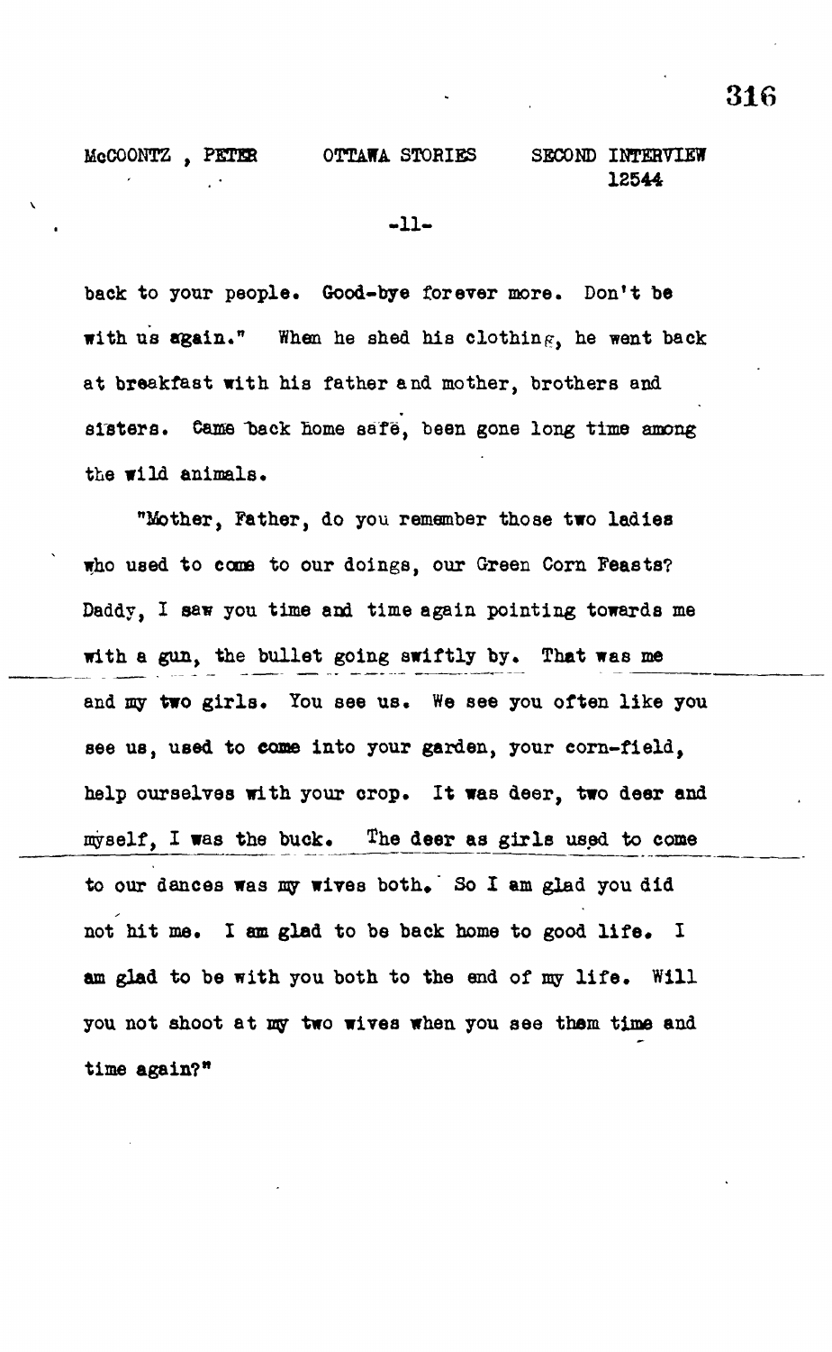back to your people. Good-bye forever more. Don't be with us again." When he shed his clothing, he went back at breakfast with his father and mother, brothers and sisters. Came back home safe, been gone long time among the wild animals.

"Mother, Father, do you remember those two ladies who used to come to our doings, our Green Corn Feasts? Daddy, I saw you time and time again pointing towards me with a gun, the bullet going swiftly by. That was me and my two girls. You see us. We see you often like you see us, used to come into your garden, your corn-field, help ourselves with your crop. It was deer, two deer and myself, I was the buck. The deer as girls used to come to our dances was my wives both. So I am glad you did not hit me. I am glad to be back home to good life. I am glad to be with you both to the end of my life. Will you not shoot at my two wives when you see them time and time again?"